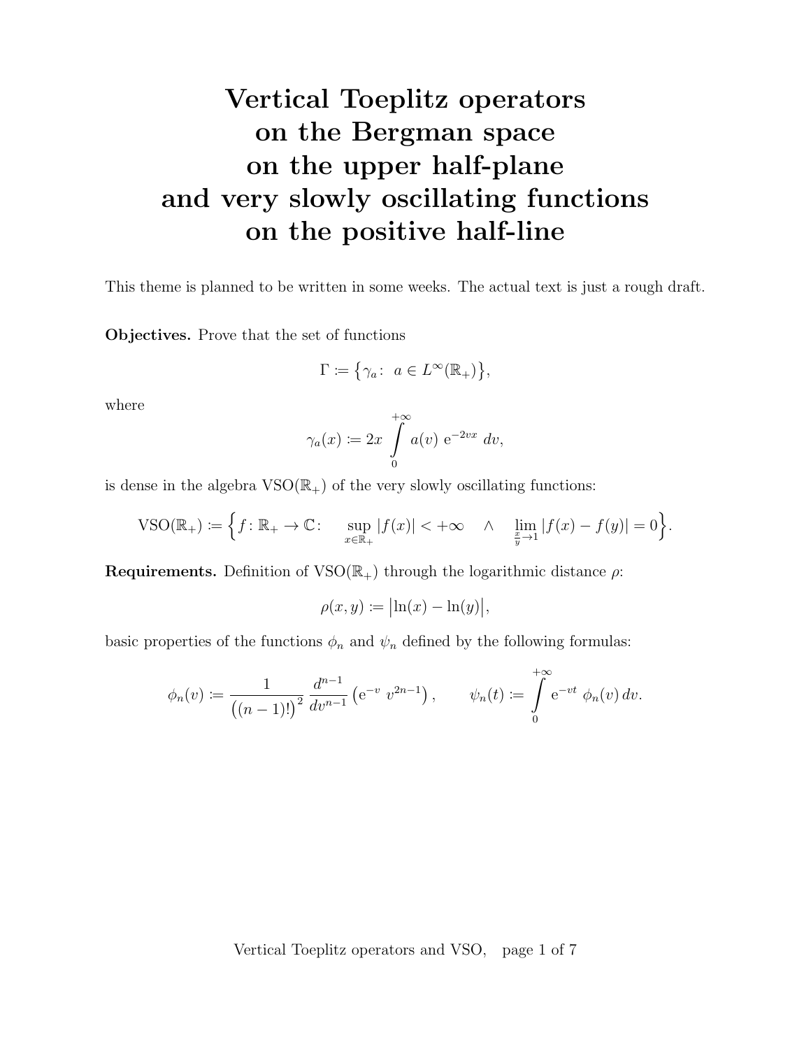# Vertical Toeplitz operators on the Bergman space on the upper half-plane and very slowly oscillating functions on the positive half-line

This theme is planned to be written in some weeks. The actual text is just a rough draft.

**Objectives.** Prove that the set of functions

$$\Gamma \coloneqq \big\{\gamma_a \colon \ a \in L^\infty(\mathbb{R}_+)\big\},$$

where

$$\gamma_a(x) \coloneqq 2x \int\limits_0^{+\infty} a(v)\ \mathrm{e}^{-2vx}\ dv,$$

is dense in the algebra $\mathrm{VSO}(\mathbb{R}_+)$ of the very slowly oscillating functions:

$$\mathrm{VSO}(\mathbb{R}_+) \coloneqq \Big\{ f \colon \mathbb{R}_+ \to \mathbb{C} \colon \quad \sup_{x \in \mathbb{R}_+} |f(x)| < +\infty \quad \wedge \quad \lim_{\frac{x}{y} \to 1} |f(x) - f(y)| = 0 \Big\}.$$

**Requirements.** Definition of $\mathrm{VSO}(\mathbb{R}_+)$ through the logarithmic distance $\rho$:

$$\rho(x,y) \coloneqq \big|\ln(x) - \ln(y)\big|,$$

basic properties of the functions $\phi_n$ and $\psi_n$ defined by the following formulas:

$$\phi_n(v) \coloneqq \frac{1}{\big((n-1)!\big)^2}\,\frac{d^{n-1}}{dv^{n-1}}\left(\mathrm{e}^{-v}\ v^{2n-1}\right), \qquad \psi_n(t) \coloneqq \int\limits_0^{+\infty} \mathrm{e}^{-vt}\ \phi_n(v)\,dv.$$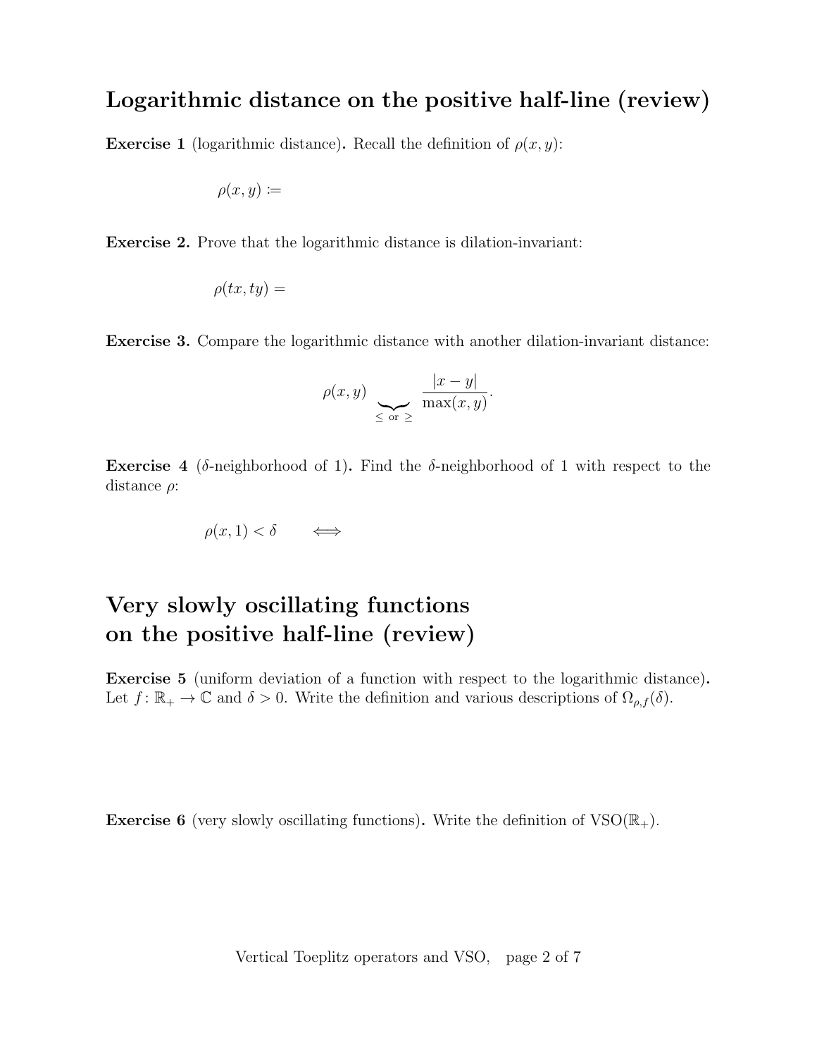## Logarithmic distance on the positive half-line (review)

**Exercise 1** (logarithmic distance)**.** Recall the definition of $\rho(x, y)$:

$$\rho(x, y) :=$$

**Exercise 2.** Prove that the logarithmic distance is dilation-invariant:

$$\rho(tx, ty) =$$

**Exercise 3.** Compare the logarithmic distance with another dilation-invariant distance:

$$\rho(x, y) \underbrace{\qquad}_{\leq \text{ or } \geq} \frac{|x - y|}{\max(x, y)}.$$

**Exercise 4** ($\delta$-neighborhood of 1)**.** Find the $\delta$-neighborhood of 1 with respect to the distance $\rho$:

$$\rho(x, 1) < \delta \qquad \Longleftrightarrow$$

## Very slowly oscillating functions on the positive half-line (review)

**Exercise 5** (uniform deviation of a function with respect to the logarithmic distance)**.** Let $f \colon \mathbb{R}_+ \to \mathbb{C}$ and $\delta > 0$. Write the definition and various descriptions of $\Omega_{\rho,f}(\delta)$.

**Exercise 6** (very slowly oscillating functions)**.** Write the definition of $\mathrm{VSO}(\mathbb{R}_+)$.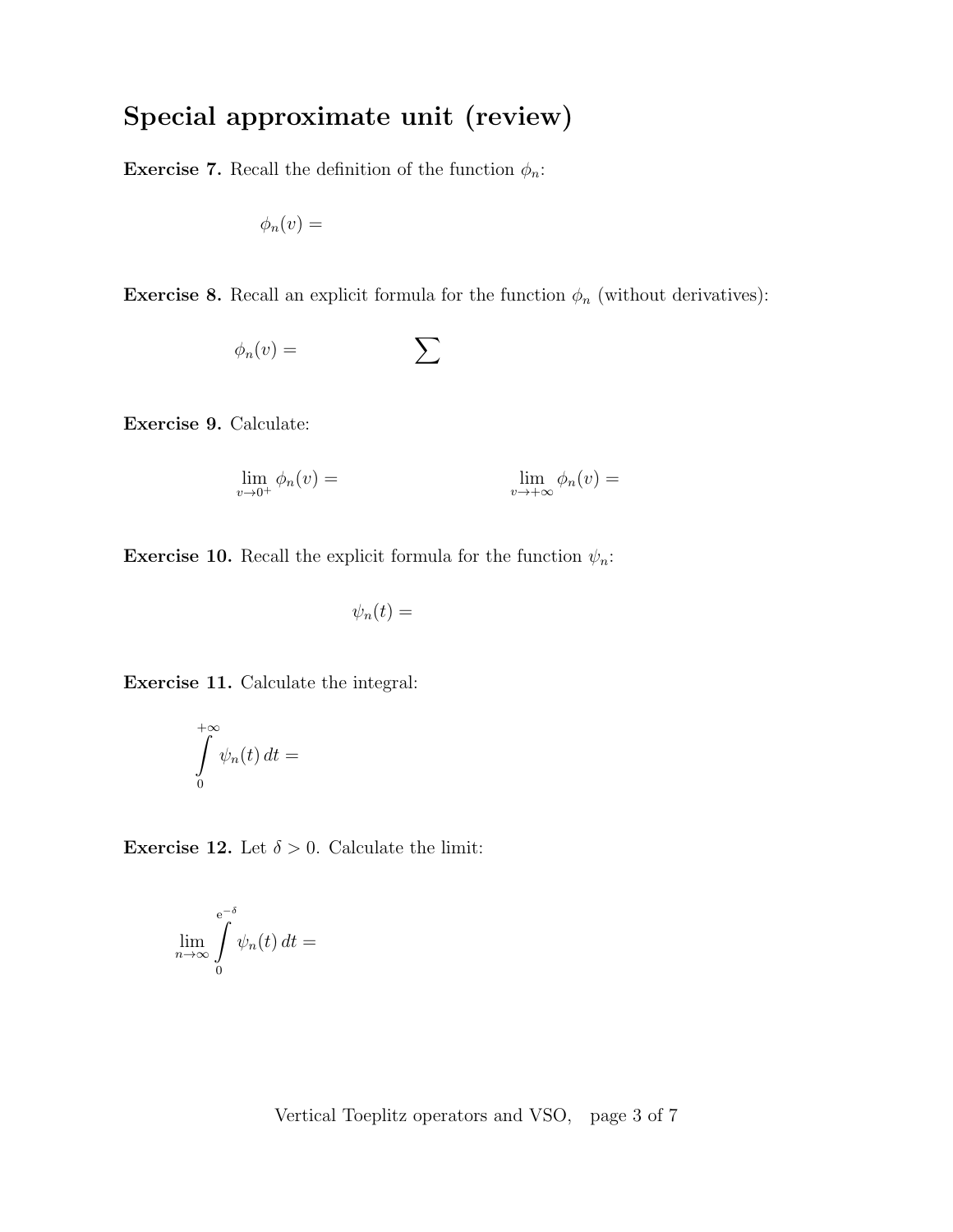# Special approximate unit (review)

**Exercise 7.** Recall the definition of the function $\phi_n$:

$$\phi_n(v) =$$

**Exercise 8.** Recall an explicit formula for the function $\phi_n$ (without derivatives):

$$\phi_n(v) = \qquad\qquad \sum$$

**Exercise 9.** Calculate:

$$\lim_{v \to 0^+} \phi_n(v) = \qquad\qquad\qquad \lim_{v \to +\infty} \phi_n(v) =$$

**Exercise 10.** Recall the explicit formula for the function $\psi_n$:

$$\psi_n(t) =$$

**Exercise 11.** Calculate the integral:

$$\int_0^{+\infty} \psi_n(t)\, dt =$$

**Exercise 12.** Let $\delta > 0$. Calculate the limit:

$$\lim_{n \to \infty} \int_0^{\mathrm{e}^{-\delta}} \psi_n(t)\, dt =$$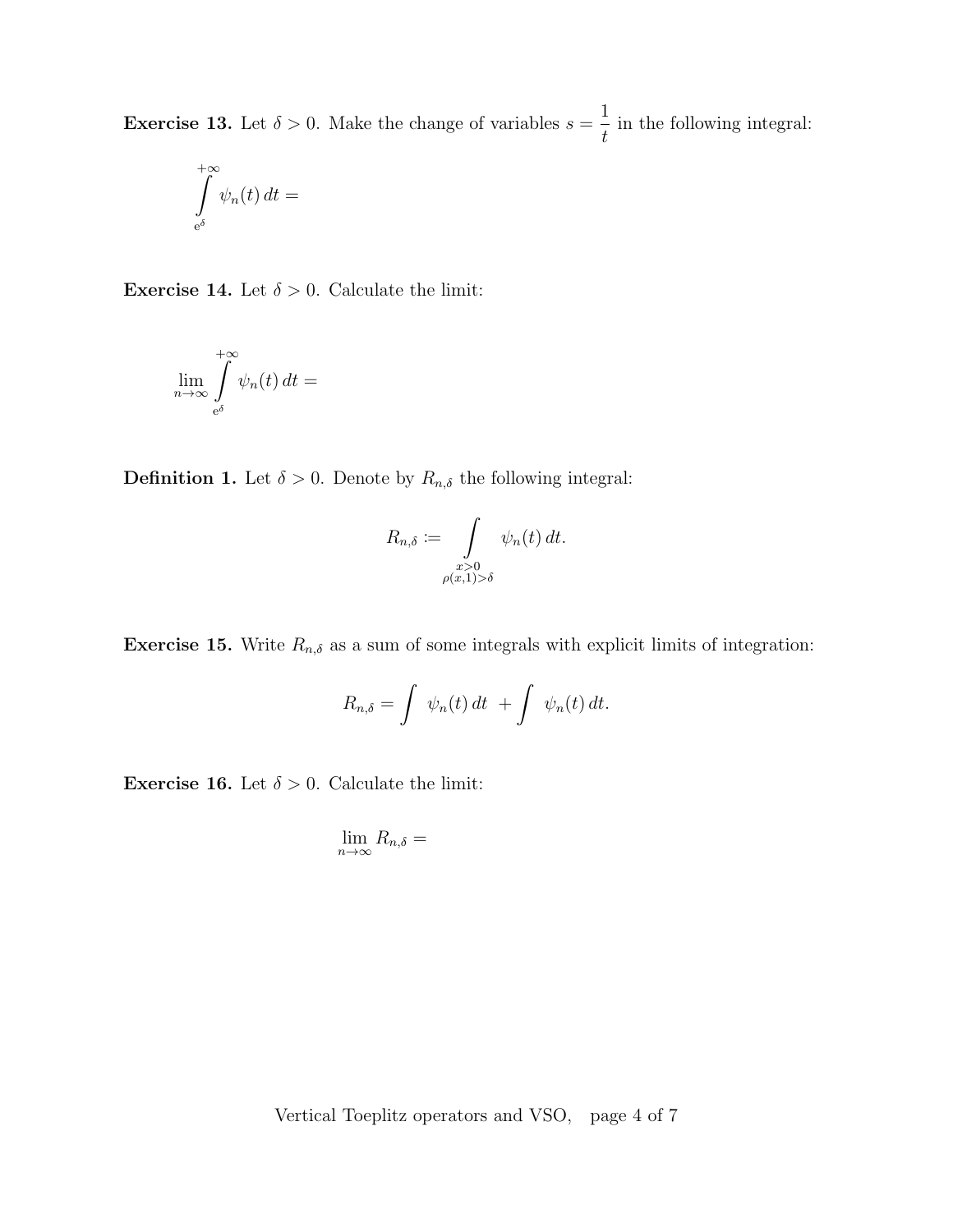**Exercise 13.** Let $\delta > 0$. Make the change of variables $s = \dfrac{1}{t}$ in the following integral:

$$\int_{e^\delta}^{+\infty} \psi_n(t)\,dt =$$

**Exercise 14.** Let $\delta > 0$. Calculate the limit:

$$\lim_{n\to\infty} \int_{e^\delta}^{+\infty} \psi_n(t)\,dt =$$

**Definition 1.** Let $\delta > 0$. Denote by $R_{n,\delta}$ the following integral:

$$R_{n,\delta} := \int\limits_{\substack{x>0 \\ \rho(x,1)>\delta}} \psi_n(t)\,dt.$$

**Exercise 15.** Write $R_{n,\delta}$ as a sum of some integrals with explicit limits of integration:

$$R_{n,\delta} = \int \psi_n(t)\,dt \; + \int \psi_n(t)\,dt.$$

**Exercise 16.** Let $\delta > 0$. Calculate the limit:

$$\lim_{n\to\infty} R_{n,\delta} =$$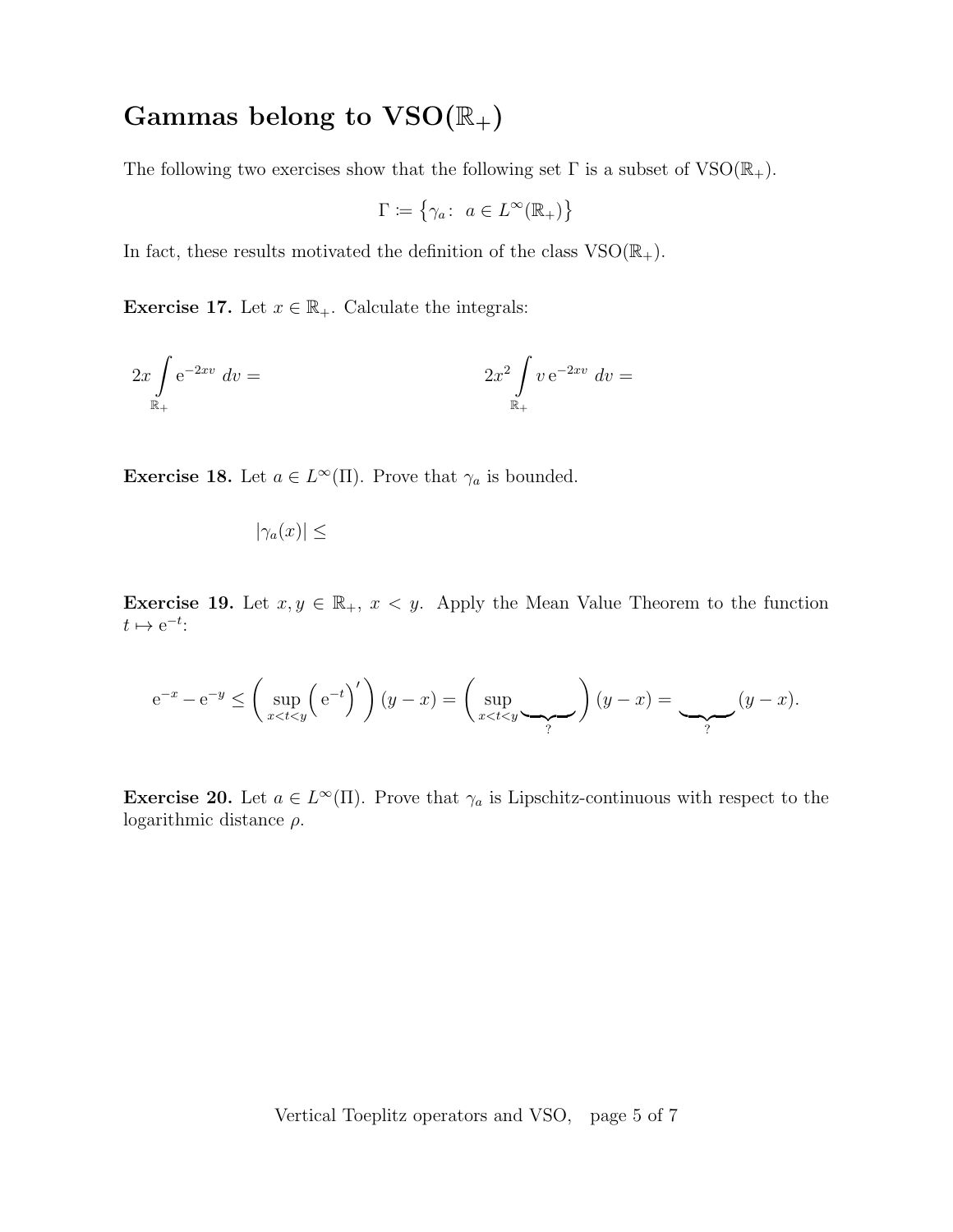## Gammas belong to VSO($\mathbb{R}_+$)

The following two exercises show that the following set $\Gamma$ is a subset of VSO($\mathbb{R}_+$).

$$\Gamma \coloneqq \left\{ \gamma_a \colon \ a \in L^\infty(\mathbb{R}_+) \right\}$$

In fact, these results motivated the definition of the class VSO($\mathbb{R}_+$).

**Exercise 17.** Let $x \in \mathbb{R}_+$. Calculate the integrals:

$$2x \int_{\mathbb{R}_+} \mathrm{e}^{-2xv} \, dv = \qquad\qquad\qquad\qquad 2x^2 \int_{\mathbb{R}_+} v \, \mathrm{e}^{-2xv} \, dv =$$

**Exercise 18.** Let $a \in L^\infty(\Pi)$. Prove that $\gamma_a$ is bounded.

$$|\gamma_a(x)| \leq$$

**Exercise 19.** Let $x, y \in \mathbb{R}_+$, $x < y$. Apply the Mean Value Theorem to the function $t \mapsto \mathrm{e}^{-t}$:

$$\mathrm{e}^{-x} - \mathrm{e}^{-y} \leq \left( \sup_{x<t<y} \left( \mathrm{e}^{-t} \right)' \right) (y - x) = \left( \sup_{x<t<y} \underbrace{\qquad}_{?} \right) (y - x) = \underbrace{\qquad}_{?} (y - x).$$

**Exercise 20.** Let $a \in L^\infty(\Pi)$. Prove that $\gamma_a$ is Lipschitz-continuous with respect to the logarithmic distance $\rho$.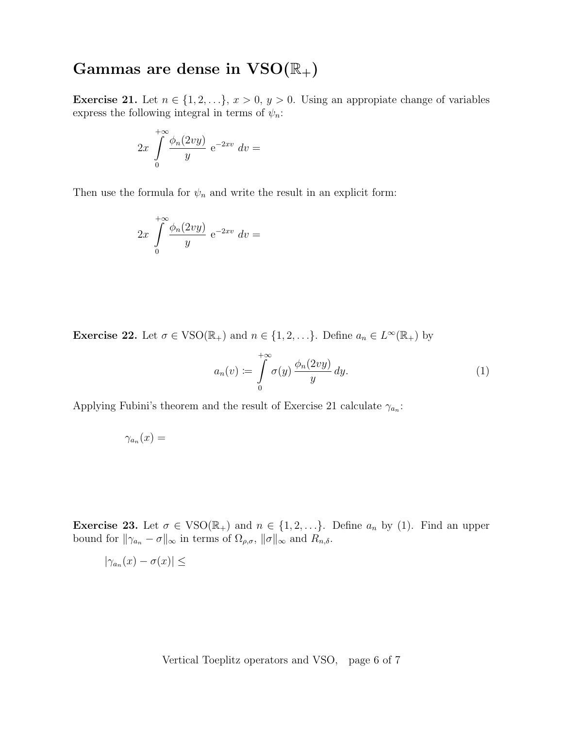# Gammas are dense in VSO($\mathbb{R}_+$)

**Exercise 21.** Let $n \in \{1, 2, \ldots\}$, $x > 0$, $y > 0$. Using an appropiate change of variables express the following integral in terms of $\psi_n$:

$$2x \int_0^{+\infty} \frac{\phi_n(2vy)}{y} \, \mathrm{e}^{-2xv} \, dv =$$

Then use the formula for $\psi_n$ and write the result in an explicit form:

$$2x \int_0^{+\infty} \frac{\phi_n(2vy)}{y} \, \mathrm{e}^{-2xv} \, dv =$$

**Exercise 22.** Let $\sigma \in \mathrm{VSO}(\mathbb{R}_+)$ and $n \in \{1, 2, \ldots\}$. Define $a_n \in L^\infty(\mathbb{R}_+)$ by

$$a_n(v) \coloneqq \int_0^{+\infty} \sigma(y) \, \frac{\phi_n(2vy)}{y} \, dy. \tag{1}$$

Applying Fubini's theorem and the result of Exercise 21 calculate $\gamma_{a_n}$:

$$\gamma_{a_n}(x) =$$

**Exercise 23.** Let $\sigma \in \mathrm{VSO}(\mathbb{R}_+)$ and $n \in \{1, 2, \ldots\}$. Define $a_n$ by (1). Find an upper bound for $\|\gamma_{a_n} - \sigma\|_\infty$ in terms of $\Omega_{\rho,\sigma}$, $\|\sigma\|_\infty$ and $R_{n,\delta}$.

$$|\gamma_{a_n}(x) - \sigma(x)| \leq$$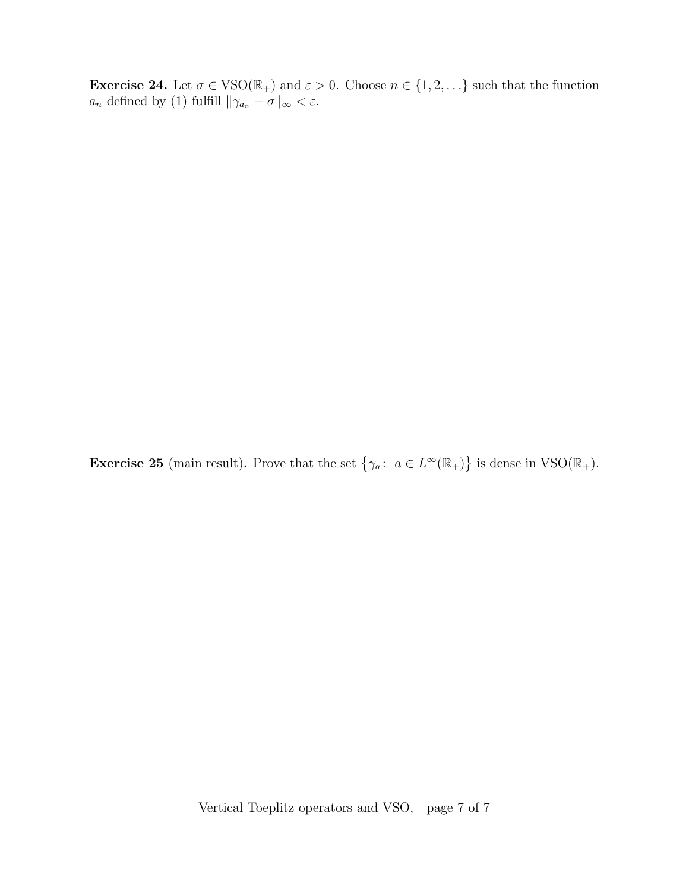**Exercise 24.** Let $\sigma \in \mathrm{VSO}(\mathbb{R}_+)$ and $\varepsilon > 0$. Choose $n \in \{1, 2, \ldots\}$ such that the function $a_n$ defined by (1) fulfill $\|\gamma_{a_n} - \sigma\|_\infty < \varepsilon$.

**Exercise 25** (main result)**.** Prove that the set $\{\gamma_a \colon\ a \in L^\infty(\mathbb{R}_+)\}$ is dense in $\mathrm{VSO}(\mathbb{R}_+)$.